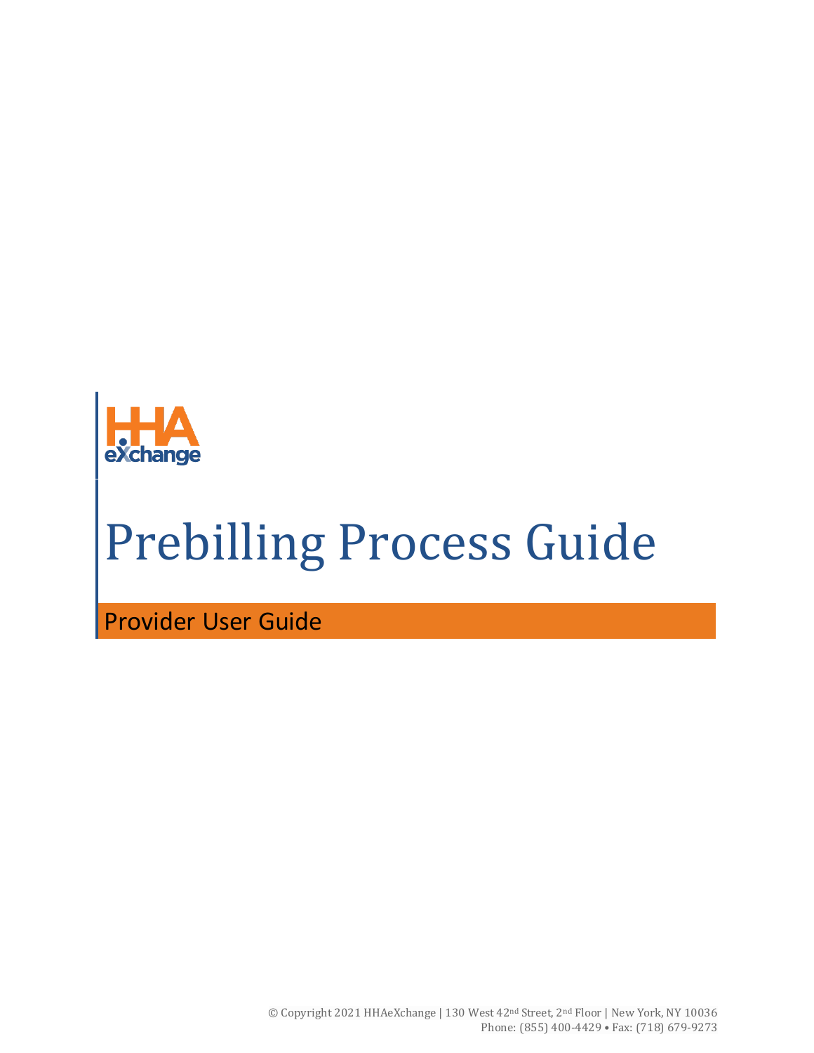# Prebilling Process Guide

## Provider User Guide

© Copyright 2021 HHAeXchange | 130 West 42nd Street, 2nd Floor | New York, NY 10036
Phone: (855) 400-4429 • Fax: (718) 679-9273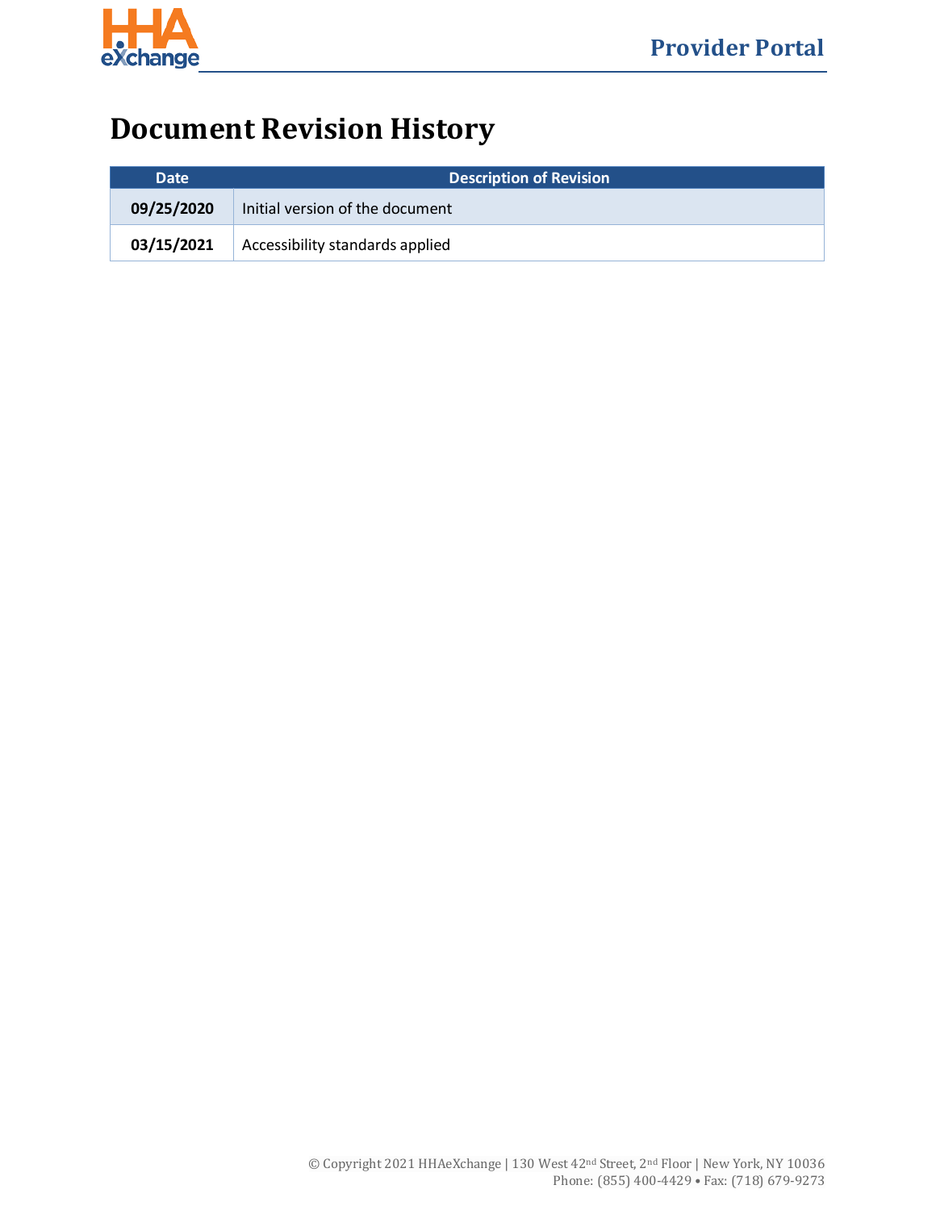# Document Revision History

| Date | Description of Revision |
|---|---|
| **09/25/2020** | Initial version of the document |
| **03/15/2021** | Accessibility standards applied |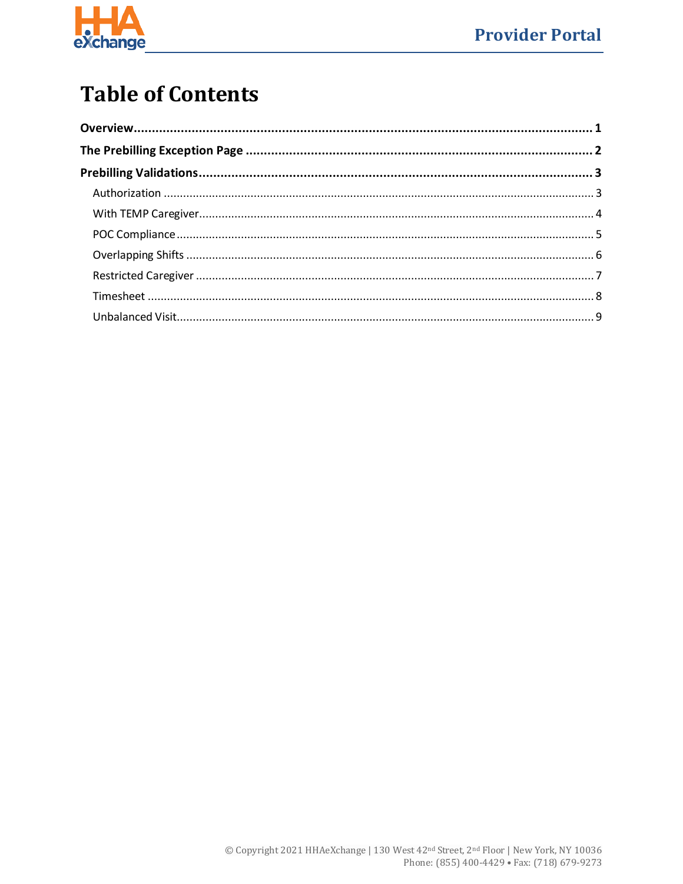# Table of Contents

**Overview** ........................................................ **1**

**The Prebilling Exception Page** ........................................................ **2**

**Prebilling Validations** ........................................................ **3**

- Authorization ........................................................ 3
- With TEMP Caregiver ........................................................ 4
- POC Compliance ........................................................ 5
- Overlapping Shifts ........................................................ 6
- Restricted Caregiver ........................................................ 7
- Timesheet ........................................................ 8
- Unbalanced Visit ........................................................ 9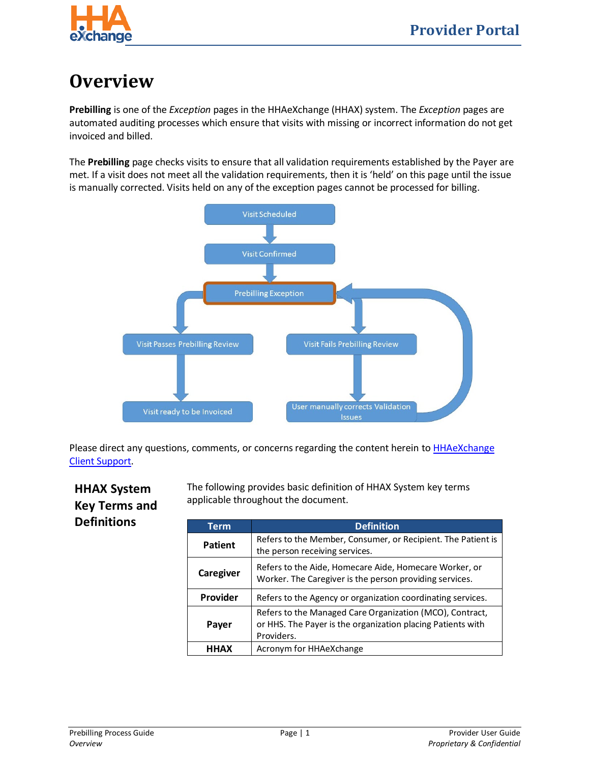# Overview

**Prebilling** is one of the *Exception* pages in the HHAeXchange (HHAX) system. The *Exception* pages are automated auditing processes which ensure that visits with missing or incorrect information do not get invoiced and billed.

The **Prebilling** page checks visits to ensure that all validation requirements established by the Payer are met. If a visit does not meet all the validation requirements, then it is 'held' on this page until the issue is manually corrected. Visits held on any of the exception pages cannot be processed for billing.

Visit Scheduled → Visit Confirmed → Prebilling Exception

Prebilling Exception → Visit Passes Prebilling Review → Visit ready to be Invoiced

Prebilling Exception → Visit Fails Prebilling Review → User manually corrects Validation Issues → Prebilling Exception

Please direct any questions, comments, or concerns regarding the content herein to [HHAeXchange Client Support](#).

## HHAX System Key Terms and Definitions

The following provides basic definition of HHAX System key terms applicable throughout the document.

| Term | Definition |
|---|---|
| **Patient** | Refers to the Member, Consumer, or Recipient. The Patient is the person receiving services. |
| **Caregiver** | Refers to the Aide, Homecare Aide, Homecare Worker, or Worker. The Caregiver is the person providing services. |
| **Provider** | Refers to the Agency or organization coordinating services. |
| **Payer** | Refers to the Managed Care Organization (MCO), Contract, or HHS. The Payer is the organization placing Patients with Providers. |
| **HHAX** | Acronym for HHAeXchange |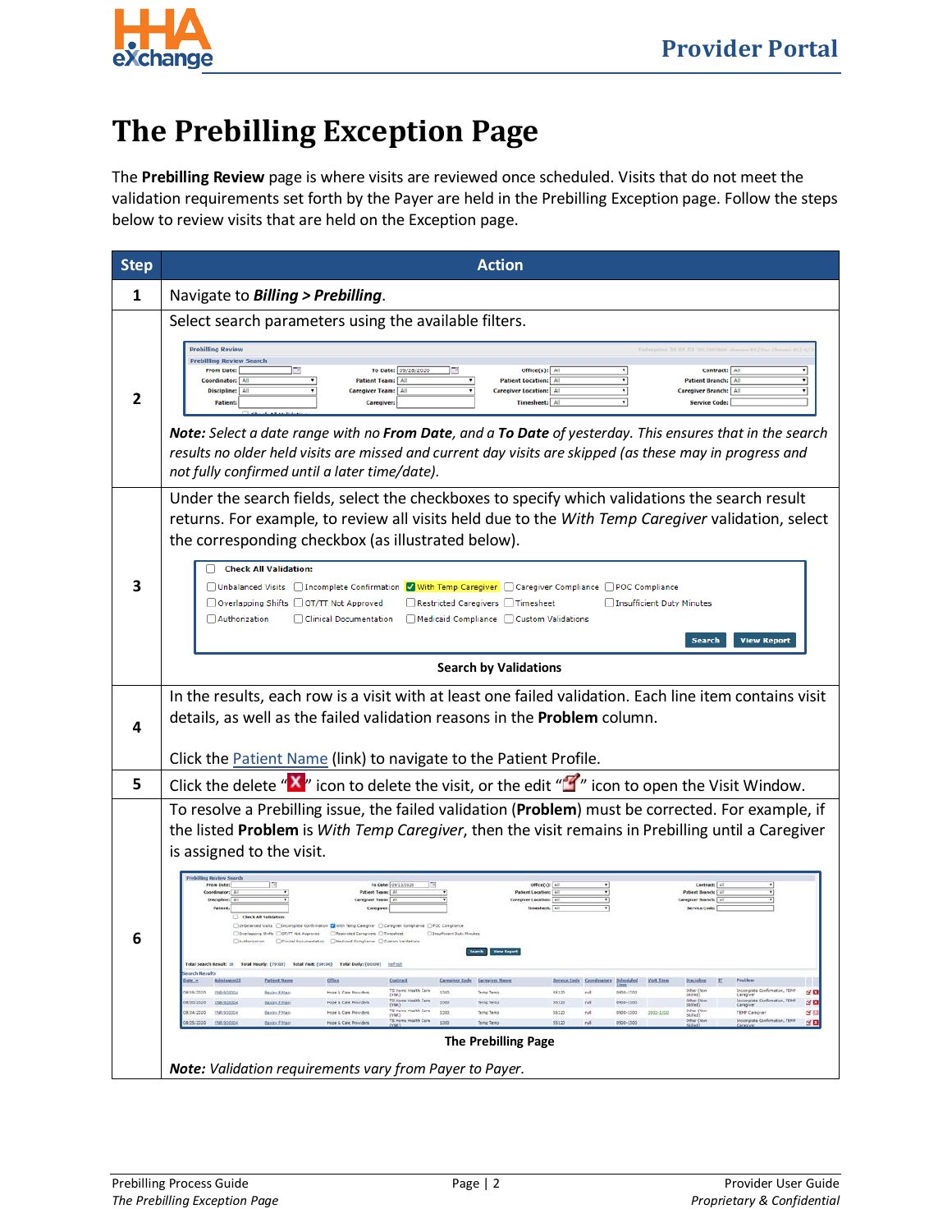# The Prebilling Exception Page

The **Prebilling Review** page is where visits are reviewed once scheduled. Visits that do not meet the validation requirements set forth by the Payer are held in the Prebilling Exception page. Follow the steps below to review visits that are held on the Exception page.

| Step | Action |
|---|---|
| 1 | Navigate to ***Billing > Prebilling***. |
| 2 | Select search parameters using the available filters.<br><br>***Note:*** *Select a date range with no* ***From Date****, and a* ***To Date*** *of yesterday. This ensures that in the search results no older held visits are missed and current day visits are skipped (as these may in progress and not fully confirmed until a later time/date).* |
| 3 | Under the search fields, select the checkboxes to specify which validations the search result returns. For example, to review all visits held due to the *With Temp Caregiver* validation, select the corresponding checkbox (as illustrated below).<br><br>**Search by Validations** |
| 4 | In the results, each row is a visit with at least one failed validation. Each line item contains visit details, as well as the failed validation reasons in the **Problem** column.<br><br>Click the Patient Name (link) to navigate to the Patient Profile. |
| 5 | Click the delete "" icon to delete the visit, or the edit "" icon to open the Visit Window. |
| 6 | To resolve a Prebilling issue, the failed validation (**Problem**) must be corrected. For example, if the listed **Problem** is *With Temp Caregiver*, then the visit remains in Prebilling until a Caregiver is assigned to the visit.<br><br>**The Prebilling Page**<br><br>***Note:*** *Validation requirements vary from Payer to Payer.* |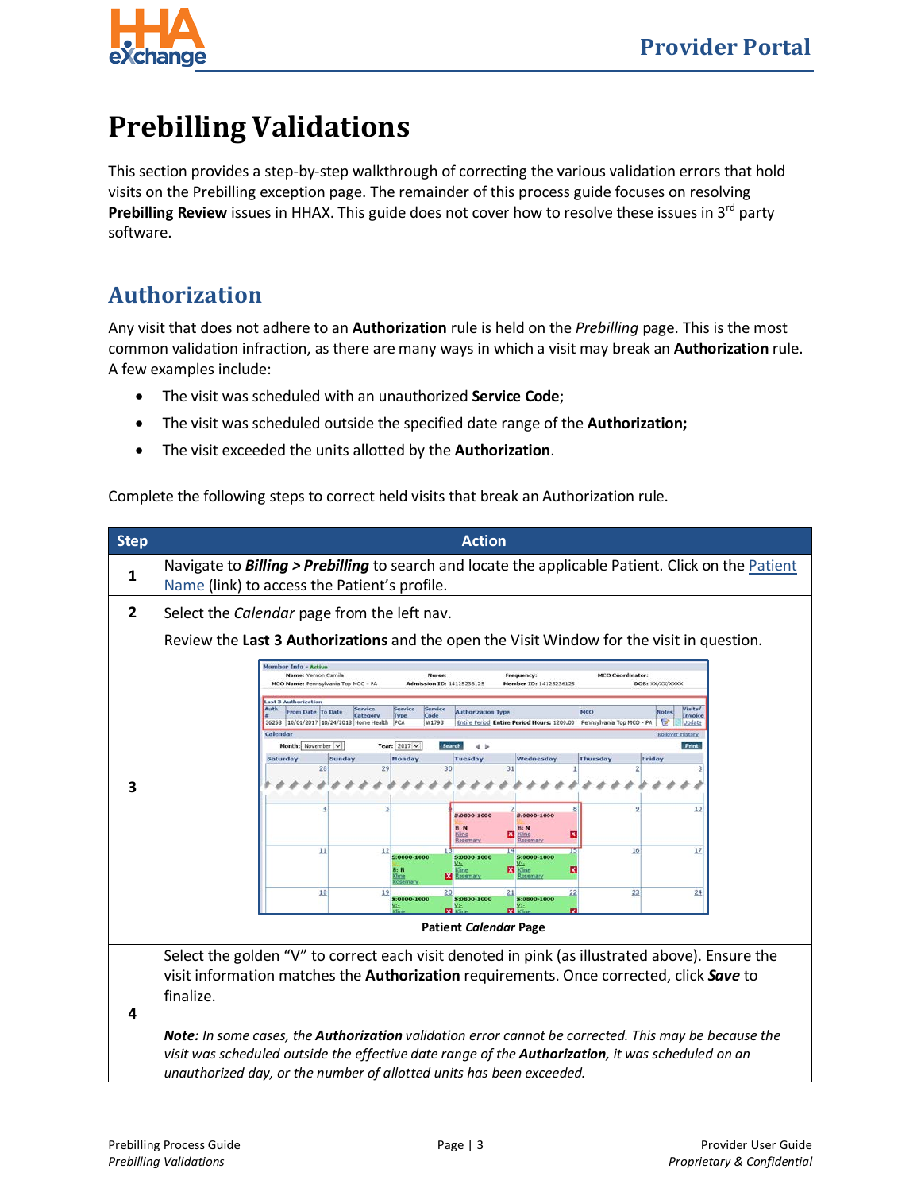# Prebilling Validations

This section provides a step-by-step walkthrough of correcting the various validation errors that hold visits on the Prebilling exception page. The remainder of this process guide focuses on resolving **Prebilling Review** issues in HHAX. This guide does not cover how to resolve these issues in 3rd party software.

## Authorization

Any visit that does not adhere to an **Authorization** rule is held on the *Prebilling* page. This is the most common validation infraction, as there are many ways in which a visit may break an **Authorization** rule. A few examples include:

- The visit was scheduled with an unauthorized **Service Code**;
- The visit was scheduled outside the specified date range of the **Authorization;**
- The visit exceeded the units allotted by the **Authorization**.

Complete the following steps to correct held visits that break an Authorization rule.

| Step | Action |
|---|---|
| 1 | Navigate to ***Billing > Prebilling*** to search and locate the applicable Patient. Click on the Patient Name (link) to access the Patient's profile. |
| 2 | Select the *Calendar* page from the left nav. |
| 3 | Review the **Last 3 Authorizations** and the open the Visit Window for the visit in question.<br><br>**Patient *Calendar* Page** |
| 4 | Select the golden "V" to correct each visit denoted in pink (as illustrated above). Ensure the visit information matches the **Authorization** requirements. Once corrected, click ***Save*** to finalize.<br><br>***Note:*** *In some cases, the **Authorization** validation error cannot be corrected. This may be because the visit was scheduled outside the effective date range of the **Authorization**, it was scheduled on an unauthorized day, or the number of allotted units has been exceeded.* |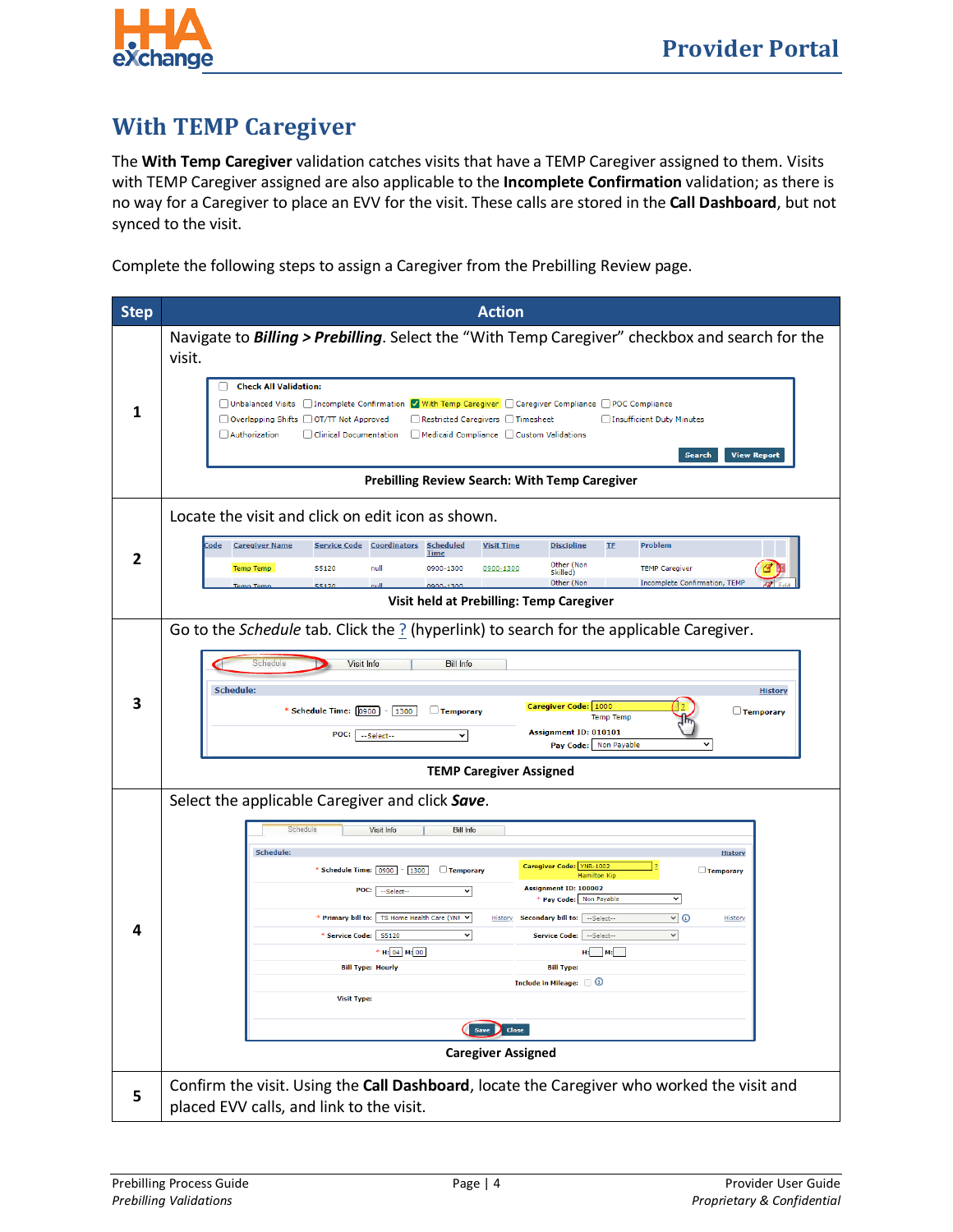## With TEMP Caregiver

The **With Temp Caregiver** validation catches visits that have a TEMP Caregiver assigned to them. Visits with TEMP Caregiver assigned are also applicable to the **Incomplete Confirmation** validation; as there is no way for a Caregiver to place an EVV for the visit. These calls are stored in the **Call Dashboard**, but not synced to the visit.

Complete the following steps to assign a Caregiver from the Prebilling Review page.

| Step | Action |
| --- | --- |
| 1 | Navigate to ***Billing > Prebilling***. Select the "With Temp Caregiver" checkbox and search for the visit.<br><br>**Prebilling Review Search: With Temp Caregiver** |
| 2 | Locate the visit and click on edit icon as shown.<br><br>**Visit held at Prebilling: Temp Caregiver** |
| 3 | Go to the *Schedule* tab. Click the ? (hyperlink) to search for the applicable Caregiver.<br><br>**TEMP Caregiver Assigned** |
| 4 | Select the applicable Caregiver and click ***Save***.<br><br>**Caregiver Assigned** |
| 5 | Confirm the visit. Using the **Call Dashboard**, locate the Caregiver who worked the visit and placed EVV calls, and link to the visit. |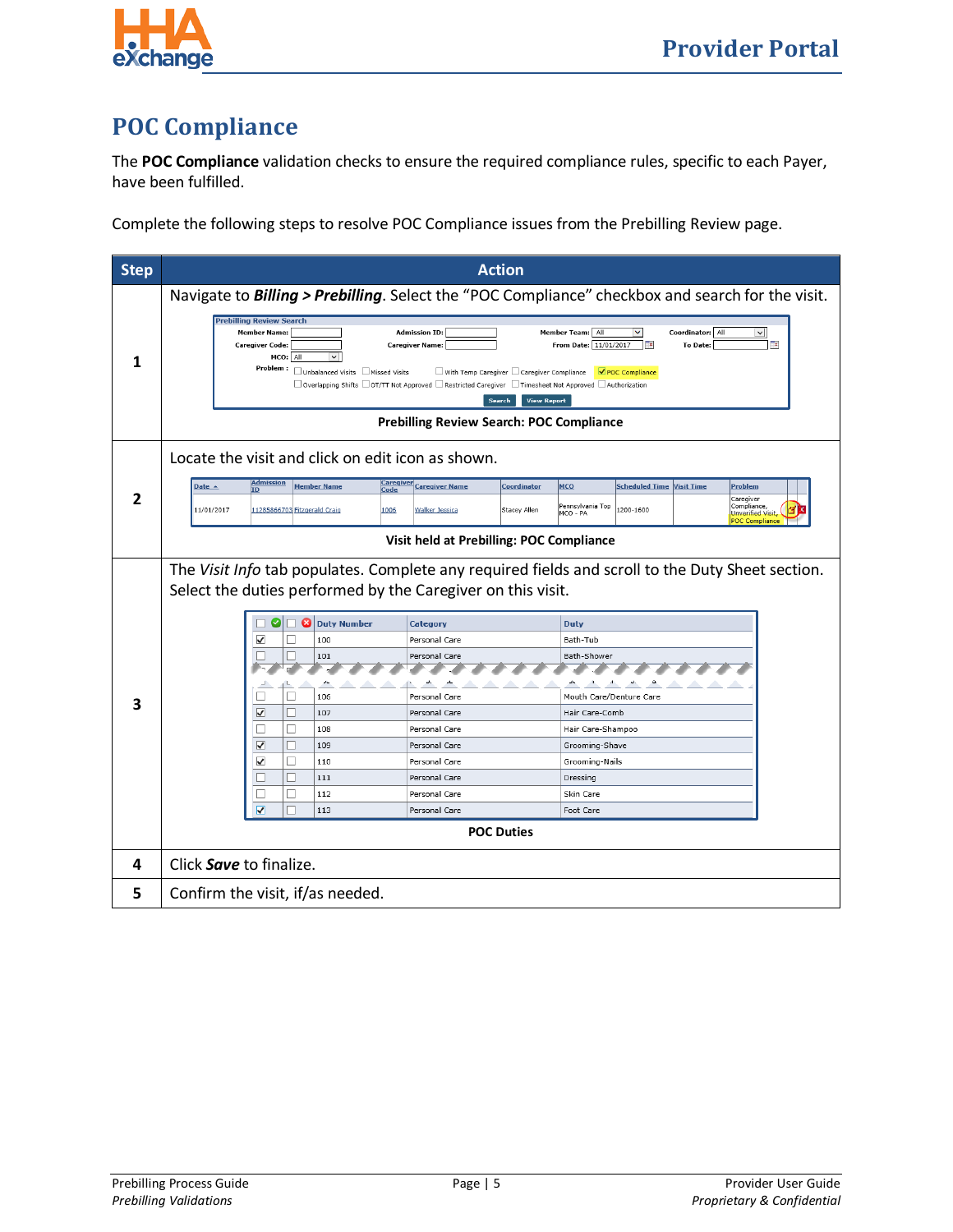# POC Compliance

The **POC Compliance** validation checks to ensure the required compliance rules, specific to each Payer, have been fulfilled.

Complete the following steps to resolve POC Compliance issues from the Prebilling Review page.

| Step | Action |
|---|---|
| 1 | Navigate to ***Billing > Prebilling***. Select the "POC Compliance" checkbox and search for the visit.<br><br>**Prebilling Review Search: POC Compliance** |
| 2 | Locate the visit and click on edit icon as shown.<br><br>**Visit held at Prebilling: POC Compliance** |
| 3 | The *Visit Info* tab populates. Complete any required fields and scroll to the Duty Sheet section. Select the duties performed by the Caregiver on this visit.<br><br>**POC Duties** |
| 4 | Click ***Save*** to finalize. |
| 5 | Confirm the visit, if/as needed. |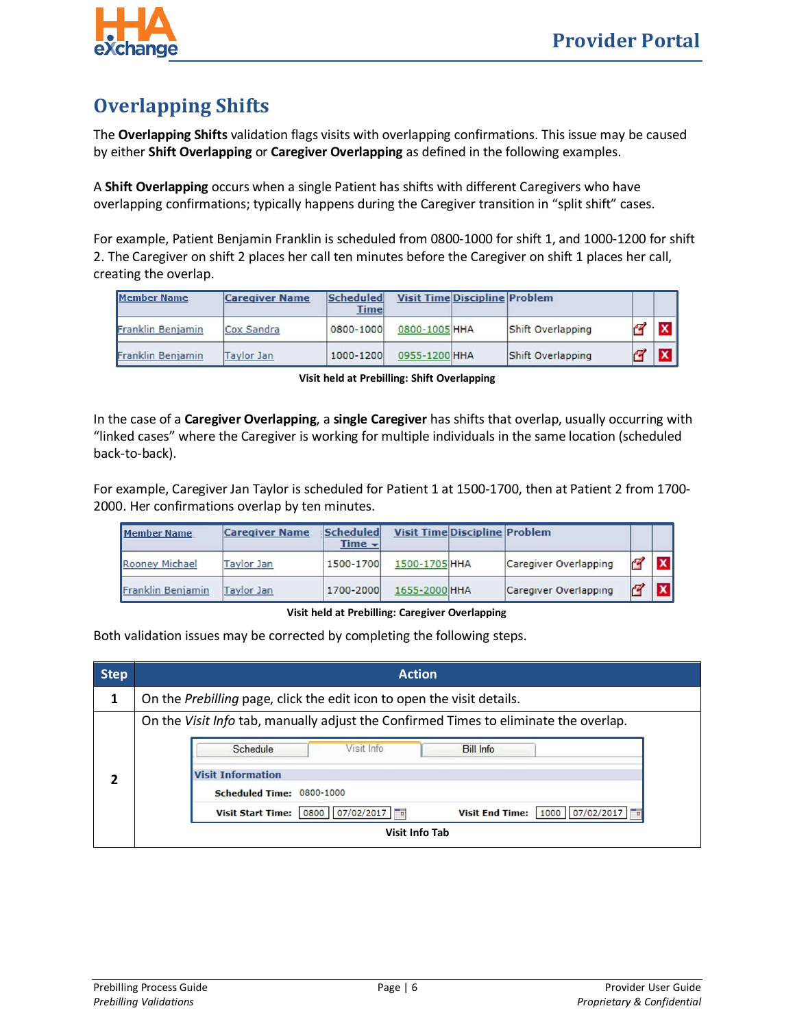# Overlapping Shifts

The **Overlapping Shifts** validation flags visits with overlapping confirmations. This issue may be caused by either **Shift Overlapping** or **Caregiver Overlapping** as defined in the following examples.

A **Shift Overlapping** occurs when a single Patient has shifts with different Caregivers who have overlapping confirmations; typically happens during the Caregiver transition in "split shift" cases.

For example, Patient Benjamin Franklin is scheduled from 0800-1000 for shift 1, and 1000-1200 for shift 2. The Caregiver on shift 2 places her call ten minutes before the Caregiver on shift 1 places her call, creating the overlap.

| Member Name | Caregiver Name | Scheduled Time | Visit Time | Discipline | Problem | | |
|---|---|---|---|---|---|---|---|
| Franklin Benjamin | Cox Sandra | 0800-1000 | 0800-1005 | HHA | Shift Overlapping | | |
| Franklin Benjamin | Taylor Jan | 1000-1200 | 0955-1200 | HHA | Shift Overlapping | | |

**Visit held at Prebilling: Shift Overlapping**

In the case of a **Caregiver Overlapping**, a **single Caregiver** has shifts that overlap, usually occurring with "linked cases" where the Caregiver is working for multiple individuals in the same location (scheduled back-to-back).

For example, Caregiver Jan Taylor is scheduled for Patient 1 at 1500-1700, then at Patient 2 from 1700-2000. Her confirmations overlap by ten minutes.

| Member Name | Caregiver Name | Scheduled Time | Visit Time | Discipline | Problem | | |
|---|---|---|---|---|---|---|---|
| Rooney Michael | Taylor Jan | 1500-1700 | 1500-1705 | HHA | Caregiver Overlapping | | |
| Franklin Benjamin | Taylor Jan | 1700-2000 | 1655-2000 | HHA | Caregiver Overlapping | | |

**Visit held at Prebilling: Caregiver Overlapping**

Both validation issues may be corrected by completing the following steps.

| Step | Action |
|---|---|
| 1 | On the *Prebilling* page, click the edit icon to open the visit details. |
| 2 | On the *Visit Info* tab, manually adjust the Confirmed Times to eliminate the overlap.<br><br>Schedule / Visit Info / Bill Info<br>**Visit Information**<br>**Scheduled Time:** 0800-1000<br>**Visit Start Time:** 0800 07/02/2017 **Visit End Time:** 1000 07/02/2017<br><br>**Visit Info Tab** |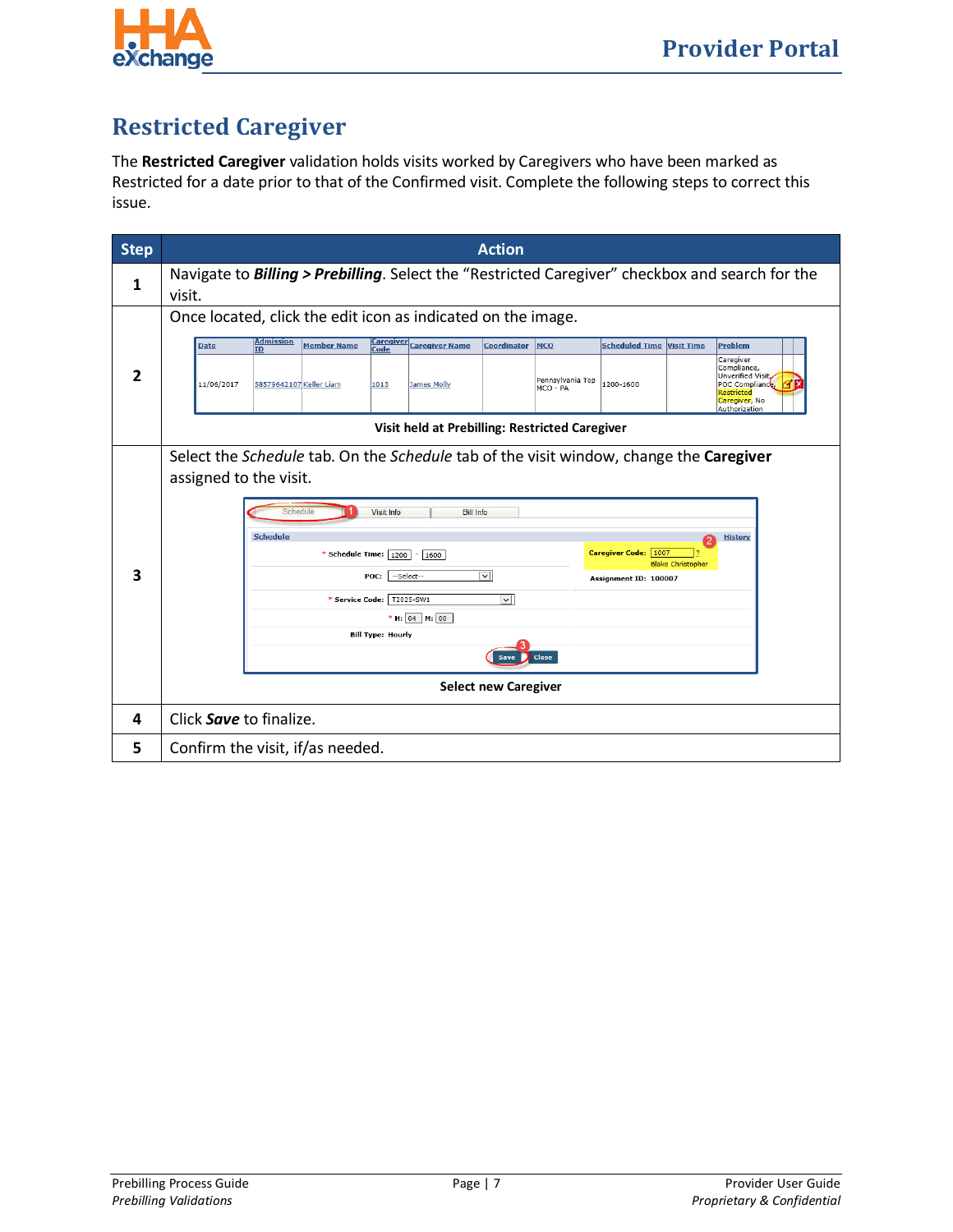## Restricted Caregiver

The **Restricted Caregiver** validation holds visits worked by Caregivers who have been marked as Restricted for a date prior to that of the Confirmed visit. Complete the following steps to correct this issue.

| Step | Action |
|---|---|
| 1 | Navigate to ***Billing > Prebilling***. Select the "Restricted Caregiver" checkbox and search for the visit. |
| 2 | Once located, click the edit icon as indicated on the image.<br><br>**Visit held at Prebilling: Restricted Caregiver** |
| 3 | Select the *Schedule* tab. On the *Schedule* tab of the visit window, change the **Caregiver** assigned to the visit.<br><br>**Select new Caregiver** |
| 4 | Click ***Save*** to finalize. |
| 5 | Confirm the visit, if/as needed. |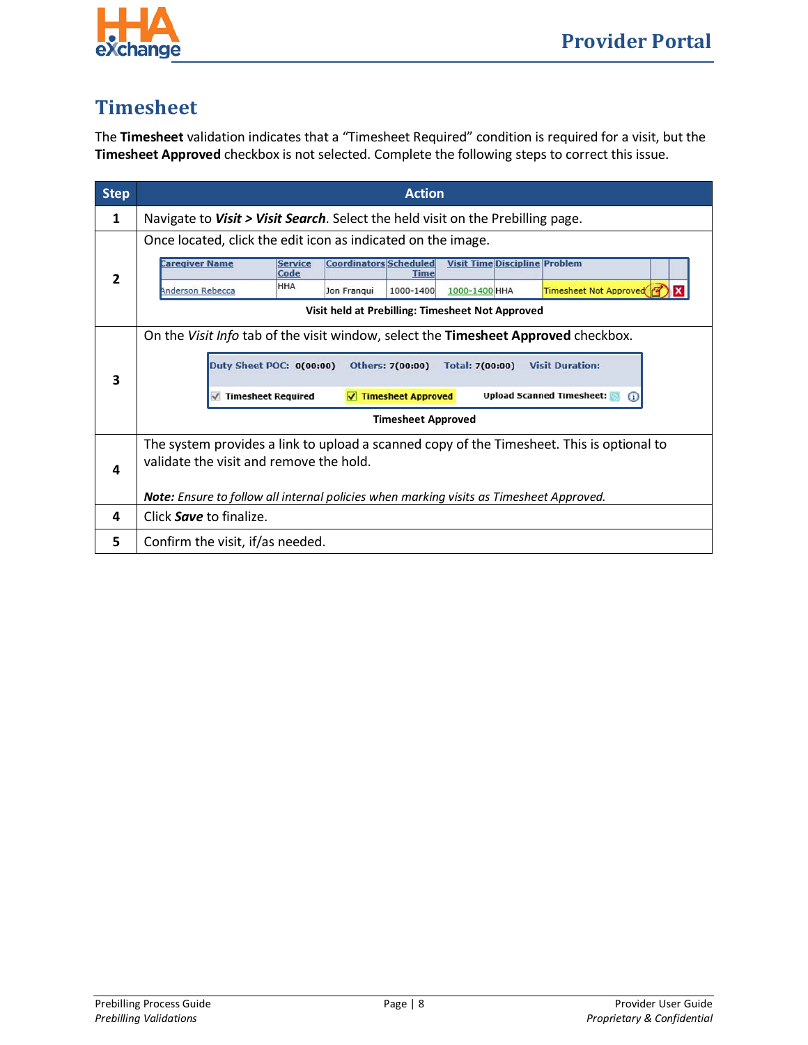# Timesheet

The **Timesheet** validation indicates that a "Timesheet Required" condition is required for a visit, but the **Timesheet Approved** checkbox is not selected. Complete the following steps to correct this issue.

| Step | Action |
|---|---|
| 1 | Navigate to ***Visit > Visit Search***. Select the held visit on the Prebilling page. |
| 2 | Once located, click the edit icon as indicated on the image. **Visit held at Prebilling: Timesheet Not Approved** |
| 3 | On the *Visit Info* tab of the visit window, select the **Timesheet Approved** checkbox. **Timesheet Approved** |
| 4 | The system provides a link to upload a scanned copy of the Timesheet. This is optional to validate the visit and remove the hold. ***Note:*** *Ensure to follow all internal policies when marking visits as Timesheet Approved.* |
| 4 | Click ***Save*** to finalize. |
| 5 | Confirm the visit, if/as needed. |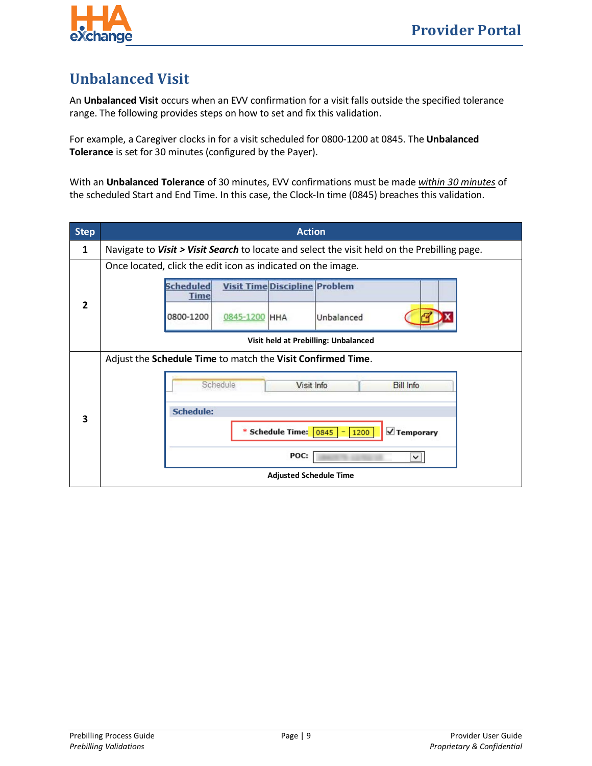## Unbalanced Visit

An **Unbalanced Visit** occurs when an EVV confirmation for a visit falls outside the specified tolerance range. The following provides steps on how to set and fix this validation.

For example, a Caregiver clocks in for a visit scheduled for 0800-1200 at 0845. The **Unbalanced Tolerance** is set for 30 minutes (configured by the Payer).

With an **Unbalanced Tolerance** of 30 minutes, EVV confirmations must be made *within 30 minutes* of the scheduled Start and End Time. In this case, the Clock-In time (0845) breaches this validation.

| Step | Action |
|---|---|
| 1 | Navigate to ***Visit > Visit Search*** to locate and select the visit held on the Prebilling page. |
| 2 | Once located, click the edit icon as indicated on the image.<br><br>**Visit held at Prebilling: Unbalanced** |
| 3 | Adjust the **Schedule Time** to match the **Visit Confirmed Time**.<br><br>**Adjusted Schedule Time** |